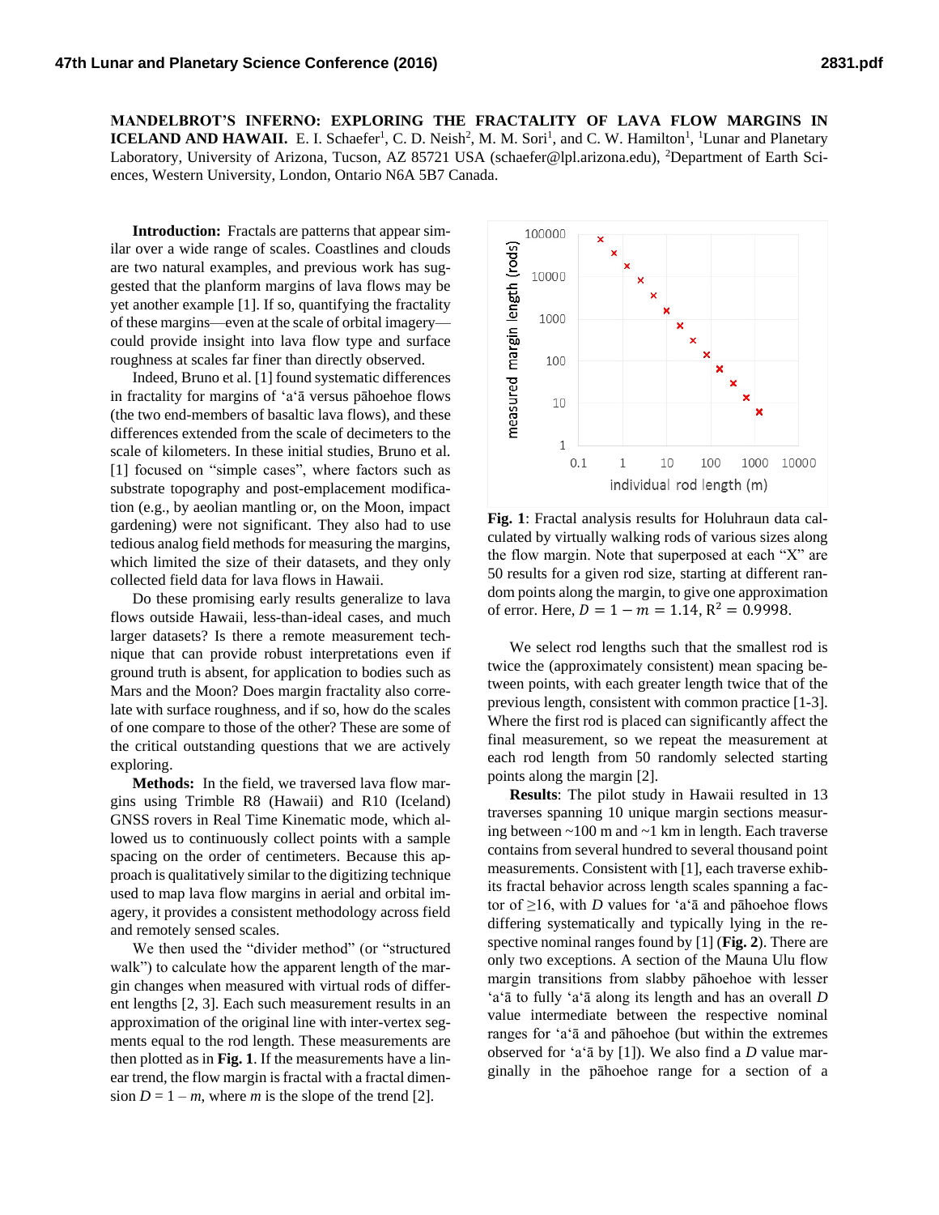**MANDELBROT'S INFERNO: EXPLORING THE FRACTALITY OF LAVA FLOW MARGINS IN ICELAND AND HAWAII.** E. I. Schaefer[1], C. D. Neish[2], M. M. Sori[1], and C. W. Hamilton[1], [1]Lunar and Planetary Laboratory, University of Arizona, Tucson, AZ 85721 USA (schaefer@lpl.arizona.edu), [2]Department of Earth Sciences, Western University, London, Ontario N6A 5B7 Canada.

**Introduction:** Fractals are patterns that appear similar over a wide range of scales. Coastlines and clouds are two natural examples, and previous work has suggested that the planform margins of lava flows may be yet another example [1]. If so, quantifying the fractality of these margins—even at the scale of orbital imagery—could provide insight into lava flow type and surface roughness at scales far finer than directly observed.

Indeed, Bruno et al. [1] found systematic differences in fractality for margins of ʻaʻā versus pāhoehoe flows (the two end-members of basaltic lava flows), and these differences extended from the scale of decimeters to the scale of kilometers. In these initial studies, Bruno et al. [1] focused on "simple cases", where factors such as substrate topography and post-emplacement modification (e.g., by aeolian mantling or, on the Moon, impact gardening) were not significant. They also had to use tedious analog field methods for measuring the margins, which limited the size of their datasets, and they only collected field data for lava flows in Hawaii.

Do these promising early results generalize to lava flows outside Hawaii, less-than-ideal cases, and much larger datasets? Is there a remote measurement technique that can provide robust interpretations even if ground truth is absent, for application to bodies such as Mars and the Moon? Does margin fractality also correlate with surface roughness, and if so, how do the scales of one compare to those of the other? These are some of the critical outstanding questions that we are actively exploring.

**Methods:** In the field, we traversed lava flow margins using Trimble R8 (Hawaii) and R10 (Iceland) GNSS rovers in Real Time Kinematic mode, which allowed us to continuously collect points with a sample spacing on the order of centimeters. Because this approach is qualitatively similar to the digitizing technique used to map lava flow margins in aerial and orbital imagery, it provides a consistent methodology across field and remotely sensed scales.

We then used the "divider method" (or "structured walk") to calculate how the apparent length of the margin changes when measured with virtual rods of different lengths [2, 3]. Each such measurement results in an approximation of the original line with inter-vertex segments equal to the rod length. These measurements are then plotted as in **Fig. 1**. If the measurements have a linear trend, the flow margin is fractal with a fractal dimension $D = 1 - m$, where $m$ is the slope of the trend [2].

**Fig. 1**: Fractal analysis results for Holuhraun data calculated by virtually walking rods of various sizes along the flow margin. Note that superposed at each "X" are 50 results for a given rod size, starting at different random points along the margin, to give one approximation of error. Here, $D = 1 - m = 1.14$, $R^2 = 0.9998$.

We select rod lengths such that the smallest rod is twice the (approximately consistent) mean spacing between points, with each greater length twice that of the previous length, consistent with common practice [1-3]. Where the first rod is placed can significantly affect the final measurement, so we repeat the measurement at each rod length from 50 randomly selected starting points along the margin [2].

**Results**: The pilot study in Hawaii resulted in 13 traverses spanning 10 unique margin sections measuring between ~100 m and ~1 km in length. Each traverse contains from several hundred to several thousand point measurements. Consistent with [1], each traverse exhibits fractal behavior across length scales spanning a factor of ≥16, with $D$ values for ʻaʻā and pāhoehoe flows differing systematically and typically lying in the respective nominal ranges found by [1] (**Fig. 2**). There are only two exceptions. A section of the Mauna Ulu flow margin transitions from slabby pāhoehoe with lesser ʻaʻā to fully ʻaʻā along its length and has an overall $D$ value intermediate between the respective nominal ranges for ʻaʻā and pāhoehoe (but within the extremes observed for ʻaʻā by [1]). We also find a $D$ value marginally in the pāhoehoe range for a section of a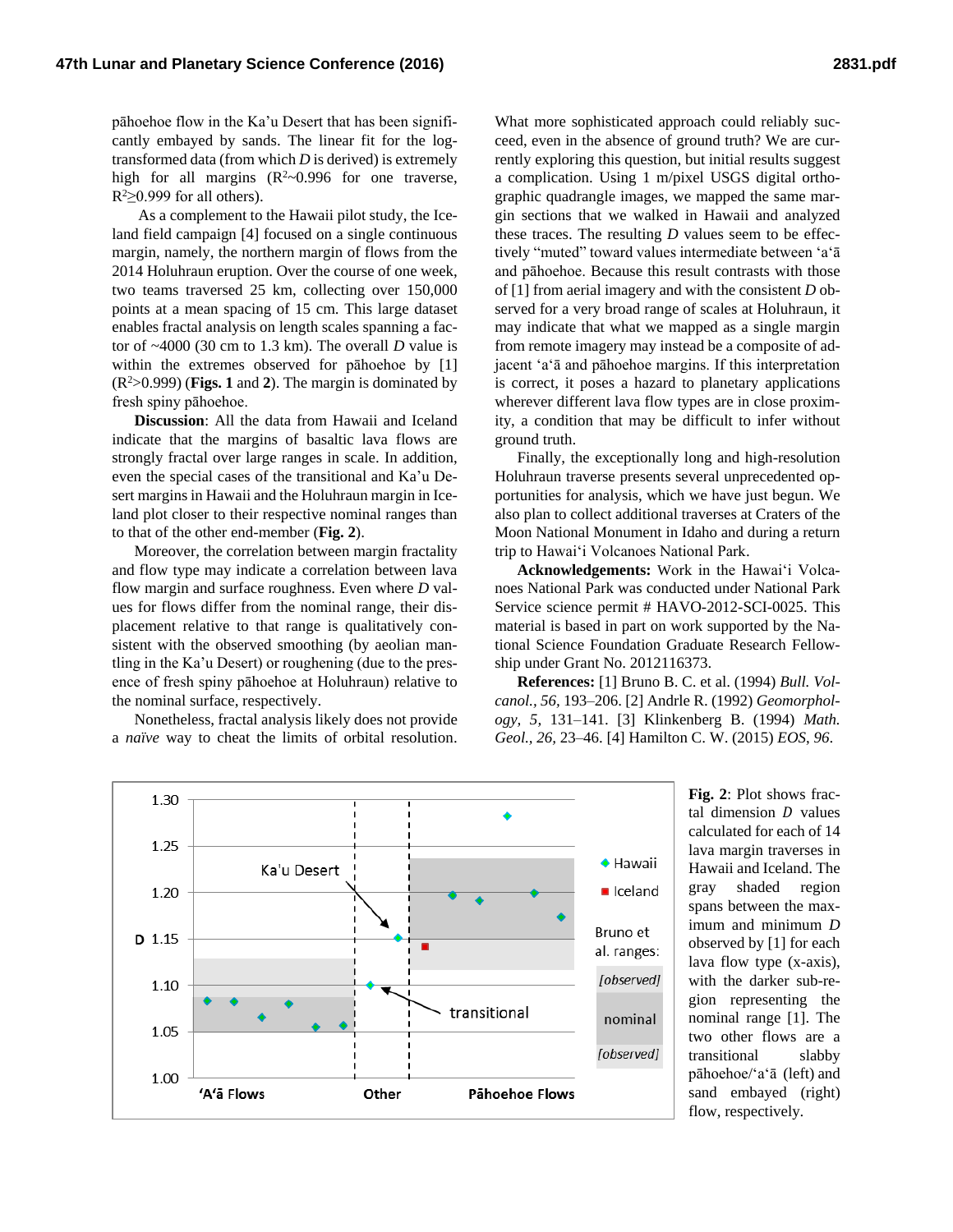pāhoehoe flow in the Ka'u Desert that has been significantly embayed by sands. The linear fit for the log-transformed data (from which *D* is derived) is extremely high for all margins ($R^2$~0.996 for one traverse, $R^2 \geq 0.999$ for all others).

As a complement to the Hawaii pilot study, the Iceland field campaign [4] focused on a single continuous margin, namely, the northern margin of flows from the 2014 Holuhraun eruption. Over the course of one week, two teams traversed 25 km, collecting over 150,000 points at a mean spacing of 15 cm. This large dataset enables fractal analysis on length scales spanning a factor of ~4000 (30 cm to 1.3 km). The overall *D* value is within the extremes observed for pāhoehoe by [1] ($R^2$>0.999) (**Figs. 1** and **2**). The margin is dominated by fresh spiny pāhoehoe.

**Discussion**: All the data from Hawaii and Iceland indicate that the margins of basaltic lava flows are strongly fractal over large ranges in scale. In addition, even the special cases of the transitional and Ka'u Desert margins in Hawaii and the Holuhraun margin in Iceland plot closer to their respective nominal ranges than to that of the other end-member (**Fig. 2**).

Moreover, the correlation between margin fractality and flow type may indicate a correlation between lava flow margin and surface roughness. Even where *D* values for flows differ from the nominal range, their displacement relative to that range is qualitatively consistent with the observed smoothing (by aeolian mantling in the Ka'u Desert) or roughening (due to the presence of fresh spiny pāhoehoe at Holuhraun) relative to the nominal surface, respectively.

Nonetheless, fractal analysis likely does not provide a *naïve* way to cheat the limits of orbital resolution. What more sophisticated approach could reliably succeed, even in the absence of ground truth? We are currently exploring this question, but initial results suggest a complication. Using 1 m/pixel USGS digital orthographic quadrangle images, we mapped the same margin sections that we walked in Hawaii and analyzed these traces. The resulting *D* values seem to be effectively "muted" toward values intermediate between 'a'ā and pāhoehoe. Because this result contrasts with those of [1] from aerial imagery and with the consistent *D* observed for a very broad range of scales at Holuhraun, it may indicate that what we mapped as a single margin from remote imagery may instead be a composite of adjacent 'a'ā and pāhoehoe margins. If this interpretation is correct, it poses a hazard to planetary applications wherever different lava flow types are in close proximity, a condition that may be difficult to infer without ground truth.

Finally, the exceptionally long and high-resolution Holuhraun traverse presents several unprecedented opportunities for analysis, which we have just begun. We also plan to collect additional traverses at Craters of the Moon National Monument in Idaho and during a return trip to Hawai'i Volcanoes National Park.

**Acknowledgements:** Work in the Hawai'i Volcanoes National Park was conducted under National Park Service science permit # HAVO-2012-SCI-0025. This material is based in part on work supported by the National Science Foundation Graduate Research Fellowship under Grant No. 2012116373.

**References:** [1] Bruno B. C. et al. (1994) *Bull. Volcanol., 56,* 193–206. [2] Andrle R. (1992) *Geomorphology, 5,* 131–141. [3] Klinkenberg B. (1994) *Math. Geol., 26,* 23–46. [4] Hamilton C. W. (2015) *EOS*, *96*.

D
1.30
1.25
1.20
1.15
1.10
1.05
1.00
Ka'u Desert
transitional
'A'ā Flows
Other
Pāhoehoe Flows
Hawaii
Iceland
Bruno et al. ranges:
[observed]
nominal
[observed]

**Fig. 2**: Plot shows fractal dimension *D* values calculated for each of 14 lava margin traverses in Hawaii and Iceland. The gray shaded region spans between the maximum and minimum *D* observed by [1] for each lava flow type (x-axis), with the darker sub-region representing the nominal range [1]. The two other flows are a transitional slabby pāhoehoe/'a'ā (left) and sand embayed (right) flow, respectively.